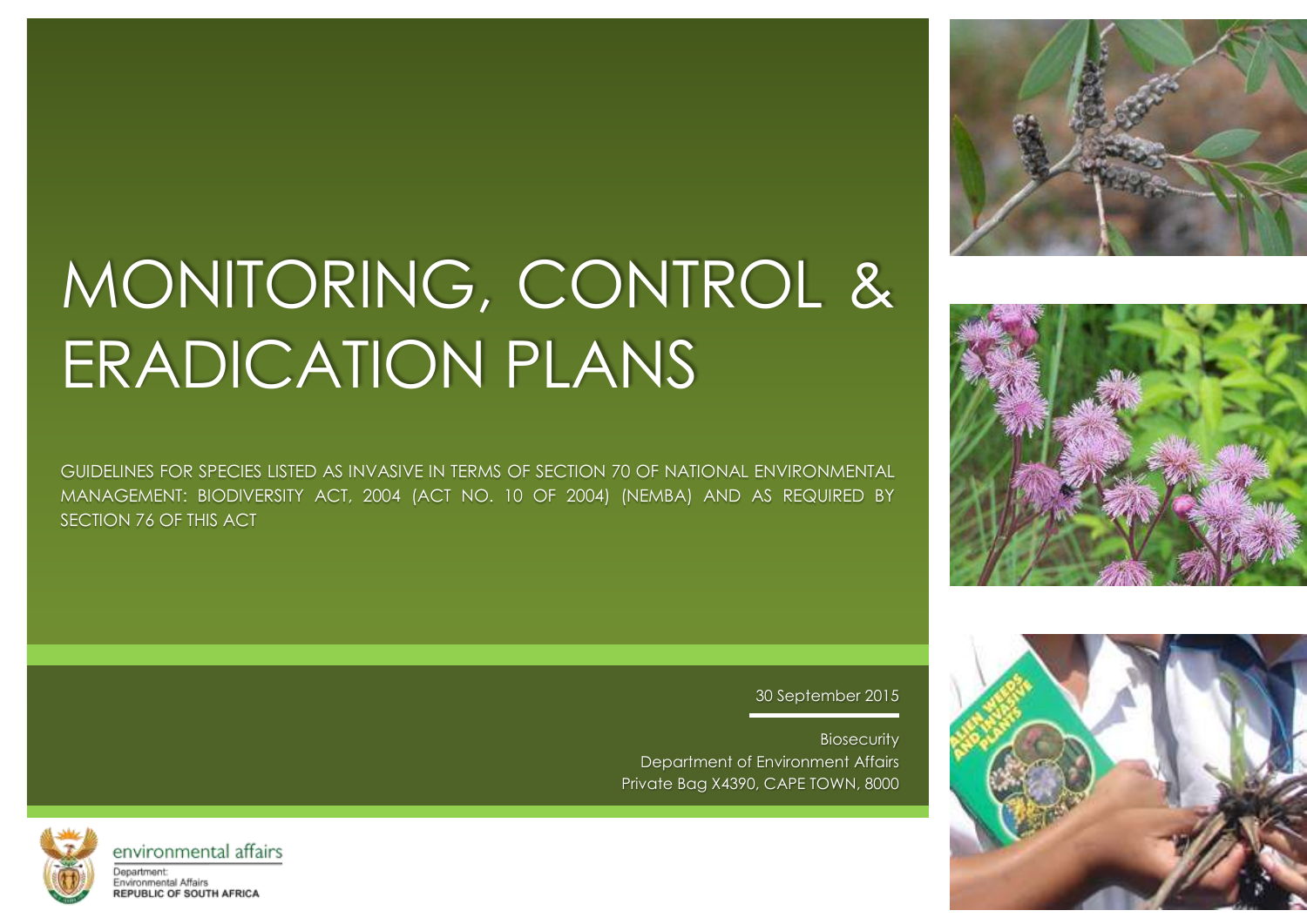# MONITORING, CONTROL & ERADICATION PLANS

GUIDELINES FOR SPECIES LISTED AS INVASIVE IN TERMS OF SECTION 70 OF NATIONAL ENVIRONMENTAL MANAGEMENT: BIODIVERSITY ACT, 2004 (ACT NO. 10 OF 2004) (NEMBA) AND AS REQUIRED BY SECTION 76 OF THIS ACT

30 September 2015

Biosecurity
Department of Environment Affairs
Private Bag X4390, CAPE TOWN, 8000

environmental affairs
Department:
Environmental Affairs
REPUBLIC OF SOUTH AFRICA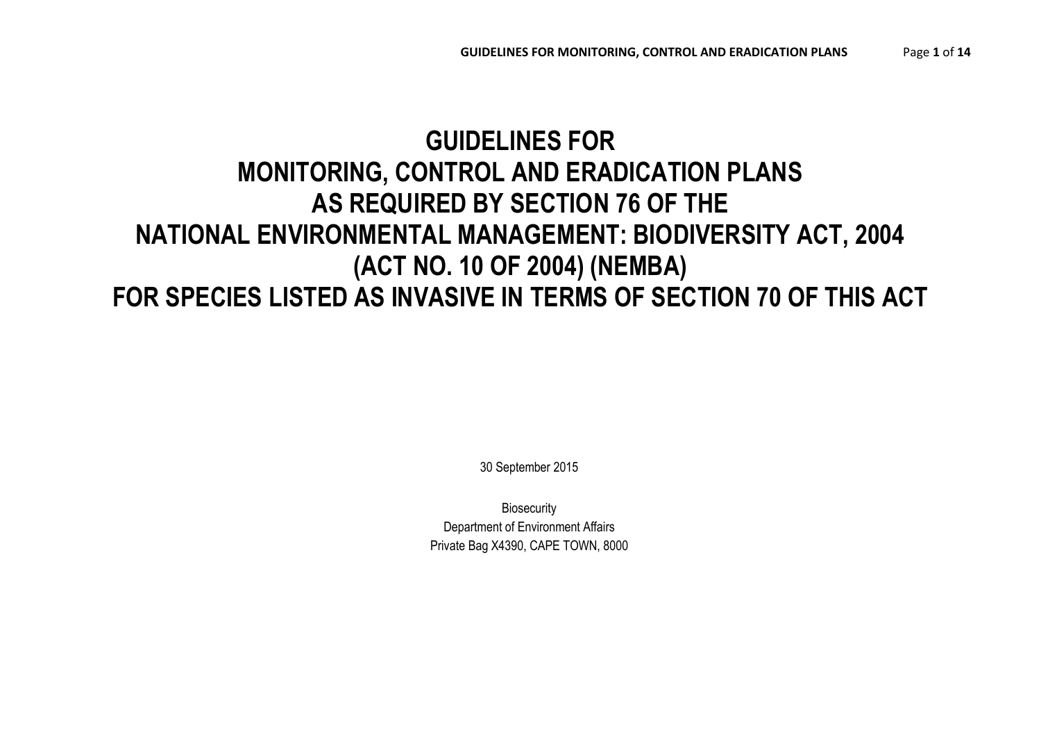# GUIDELINES FOR MONITORING, CONTROL AND ERADICATION PLANS AS REQUIRED BY SECTION 76 OF THE NATIONAL ENVIRONMENTAL MANAGEMENT: BIODIVERSITY ACT, 2004 (ACT NO. 10 OF 2004) (NEMBA) FOR SPECIES LISTED AS INVASIVE IN TERMS OF SECTION 70 OF THIS ACT

30 September 2015

Biosecurity
Department of Environment Affairs
Private Bag X4390, CAPE TOWN, 8000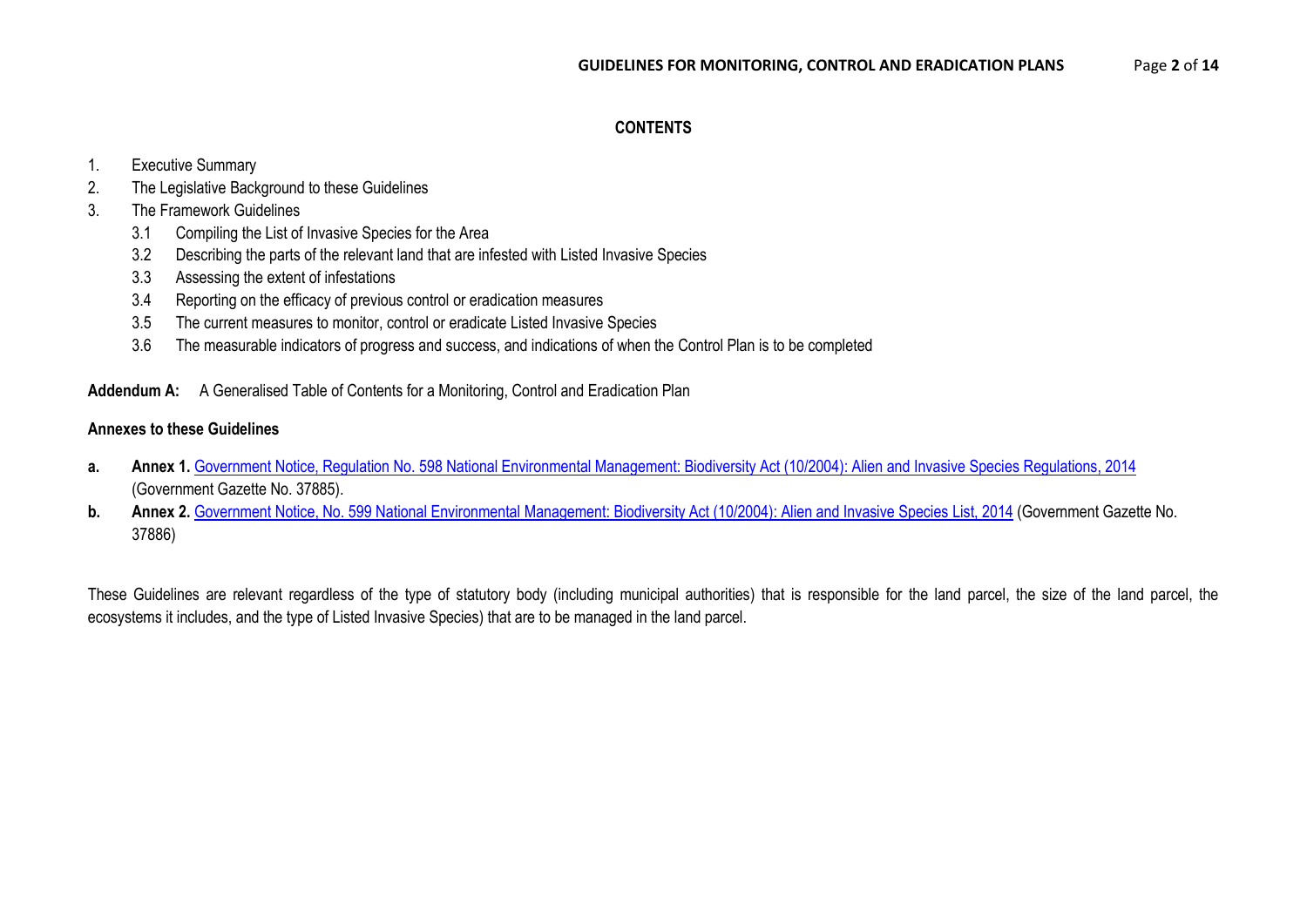## CONTENTS

1. Executive Summary
2. The Legislative Background to these Guidelines
3. The Framework Guidelines
    - 3.1 Compiling the List of Invasive Species for the Area
    - 3.2 Describing the parts of the relevant land that are infested with Listed Invasive Species
    - 3.3 Assessing the extent of infestations
    - 3.4 Reporting on the efficacy of previous control or eradication measures
    - 3.5 The current measures to monitor, control or eradicate Listed Invasive Species
    - 3.6 The measurable indicators of progress and success, and indications of when the Control Plan is to be completed

**Addendum A:** A Generalised Table of Contents for a Monitoring, Control and Eradication Plan

**Annexes to these Guidelines**

- **a.** **Annex 1.** Government Notice, Regulation No. 598 National Environmental Management: Biodiversity Act (10/2004): Alien and Invasive Species Regulations, 2014 (Government Gazette No. 37885).
- **b.** **Annex 2.** Government Notice, No. 599 National Environmental Management: Biodiversity Act (10/2004): Alien and Invasive Species List, 2014 (Government Gazette No. 37886)

These Guidelines are relevant regardless of the type of statutory body (including municipal authorities) that is responsible for the land parcel, the size of the land parcel, the ecosystems it includes, and the type of Listed Invasive Species) that are to be managed in the land parcel.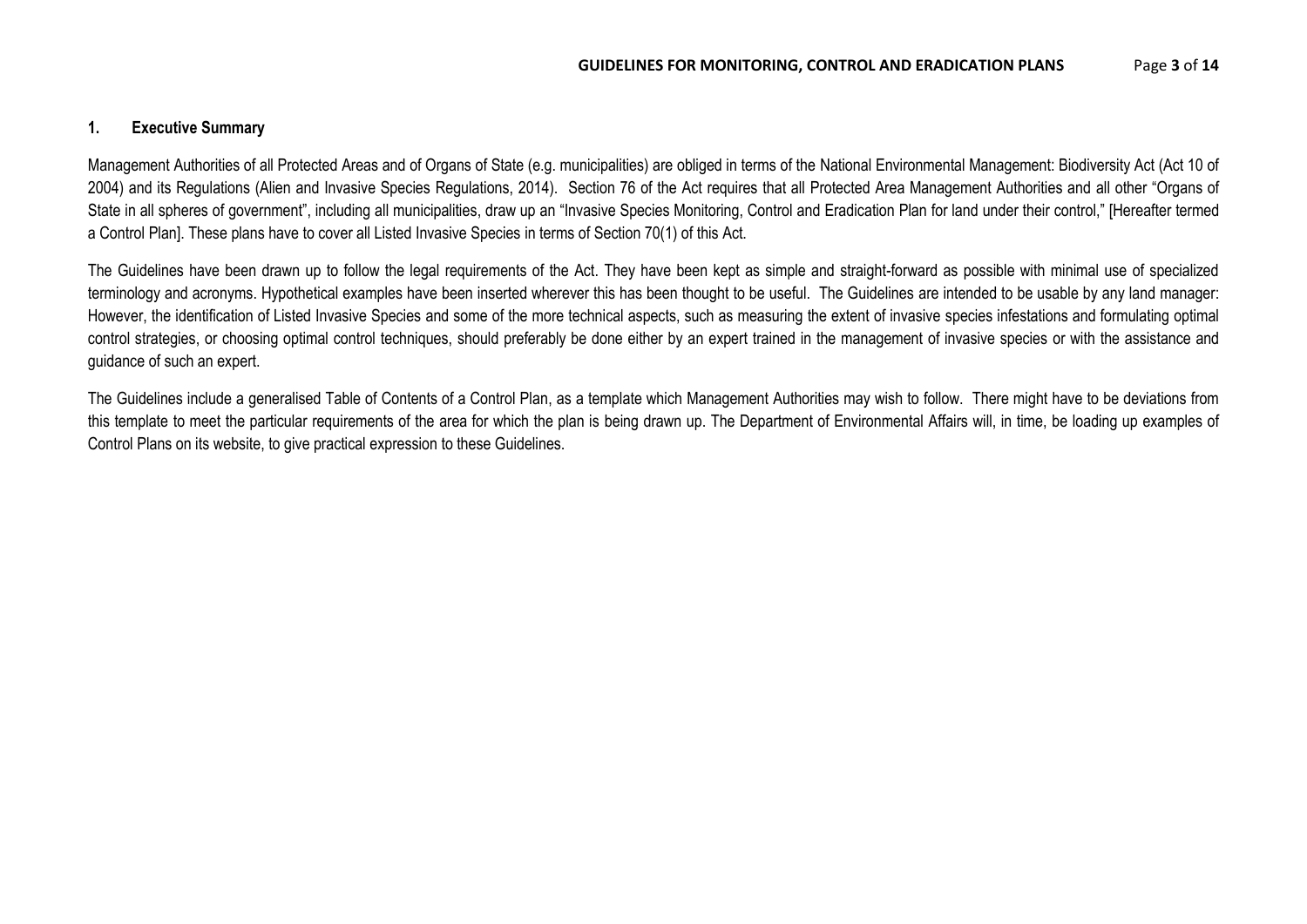## 1. Executive Summary

Management Authorities of all Protected Areas and of Organs of State (e.g. municipalities) are obliged in terms of the National Environmental Management: Biodiversity Act (Act 10 of 2004) and its Regulations (Alien and Invasive Species Regulations, 2014). Section 76 of the Act requires that all Protected Area Management Authorities and all other "Organs of State in all spheres of government", including all municipalities, draw up an "Invasive Species Monitoring, Control and Eradication Plan for land under their control," [Hereafter termed a Control Plan]. These plans have to cover all Listed Invasive Species in terms of Section 70(1) of this Act.

The Guidelines have been drawn up to follow the legal requirements of the Act. They have been kept as simple and straight-forward as possible with minimal use of specialized terminology and acronyms. Hypothetical examples have been inserted wherever this has been thought to be useful. The Guidelines are intended to be usable by any land manager: However, the identification of Listed Invasive Species and some of the more technical aspects, such as measuring the extent of invasive species infestations and formulating optimal control strategies, or choosing optimal control techniques, should preferably be done either by an expert trained in the management of invasive species or with the assistance and guidance of such an expert.

The Guidelines include a generalised Table of Contents of a Control Plan, as a template which Management Authorities may wish to follow. There might have to be deviations from this template to meet the particular requirements of the area for which the plan is being drawn up. The Department of Environmental Affairs will, in time, be loading up examples of Control Plans on its website, to give practical expression to these Guidelines.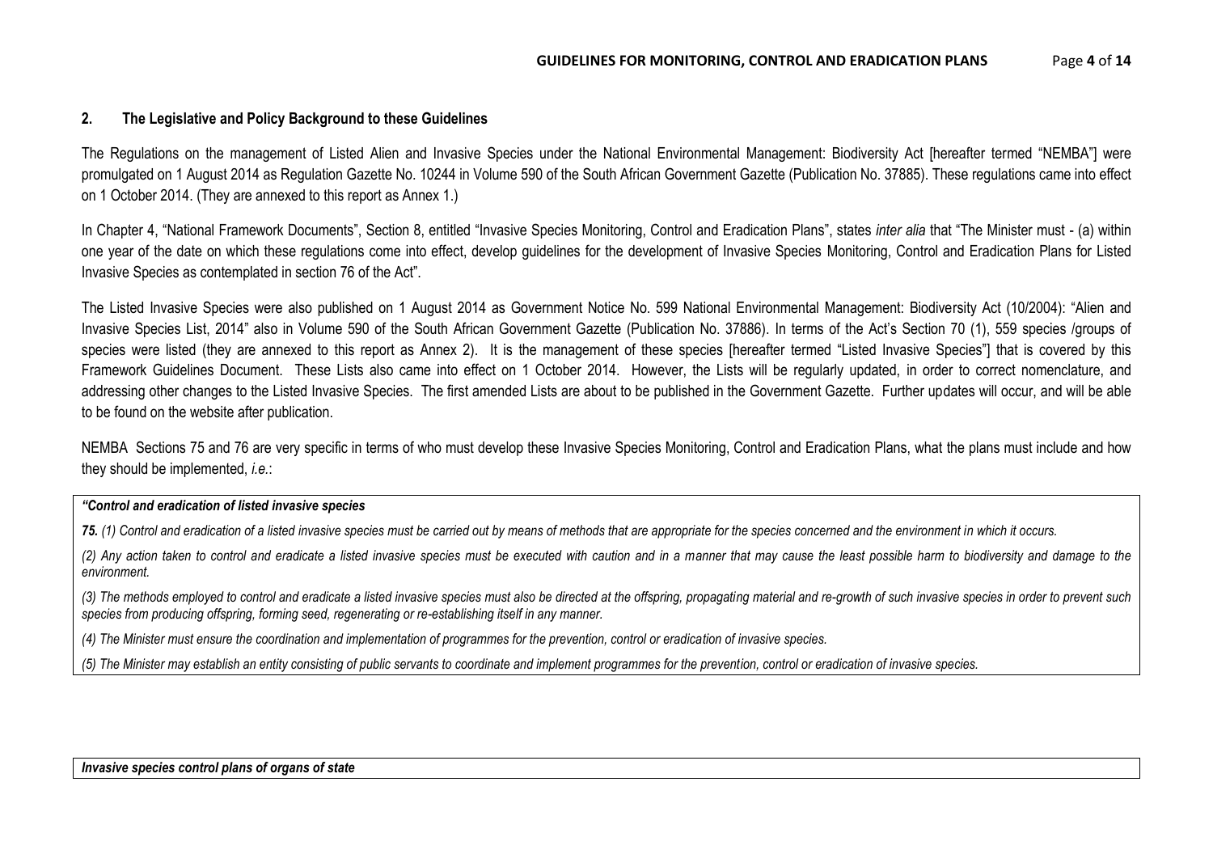## 2. The Legislative and Policy Background to these Guidelines

The Regulations on the management of Listed Alien and Invasive Species under the National Environmental Management: Biodiversity Act [hereafter termed "NEMBA"] were promulgated on 1 August 2014 as Regulation Gazette No. 10244 in Volume 590 of the South African Government Gazette (Publication No. 37885). These regulations came into effect on 1 October 2014. (They are annexed to this report as Annex 1.)

In Chapter 4, "National Framework Documents", Section 8, entitled "Invasive Species Monitoring, Control and Eradication Plans", states *inter alia* that "The Minister must - (a) within one year of the date on which these regulations come into effect, develop guidelines for the development of Invasive Species Monitoring, Control and Eradication Plans for Listed Invasive Species as contemplated in section 76 of the Act".

The Listed Invasive Species were also published on 1 August 2014 as Government Notice No. 599 National Environmental Management: Biodiversity Act (10/2004): "Alien and Invasive Species List, 2014" also in Volume 590 of the South African Government Gazette (Publication No. 37886). In terms of the Act's Section 70 (1), 559 species /groups of species were listed (they are annexed to this report as Annex 2). It is the management of these species [hereafter termed "Listed Invasive Species"] that is covered by this Framework Guidelines Document. These Lists also came into effect on 1 October 2014. However, the Lists will be regularly updated, in order to correct nomenclature, and addressing other changes to the Listed Invasive Species. The first amended Lists are about to be published in the Government Gazette. Further updates will occur, and will be able to be found on the website after publication.

NEMBA Sections 75 and 76 are very specific in terms of who must develop these Invasive Species Monitoring, Control and Eradication Plans, what the plans must include and how they should be implemented, *i.e.*:

***"Control and eradication of listed invasive species***

***75.*** *(1) Control and eradication of a listed invasive species must be carried out by means of methods that are appropriate for the species concerned and the environment in which it occurs.*

*(2) Any action taken to control and eradicate a listed invasive species must be executed with caution and in a manner that may cause the least possible harm to biodiversity and damage to the environment.*

*(3) The methods employed to control and eradicate a listed invasive species must also be directed at the offspring, propagating material and re-growth of such invasive species in order to prevent such species from producing offspring, forming seed, regenerating or re-establishing itself in any manner.*

*(4) The Minister must ensure the coordination and implementation of programmes for the prevention, control or eradication of invasive species.*

*(5) The Minister may establish an entity consisting of public servants to coordinate and implement programmes for the prevention, control or eradication of invasive species.*

***Invasive species control plans of organs of state***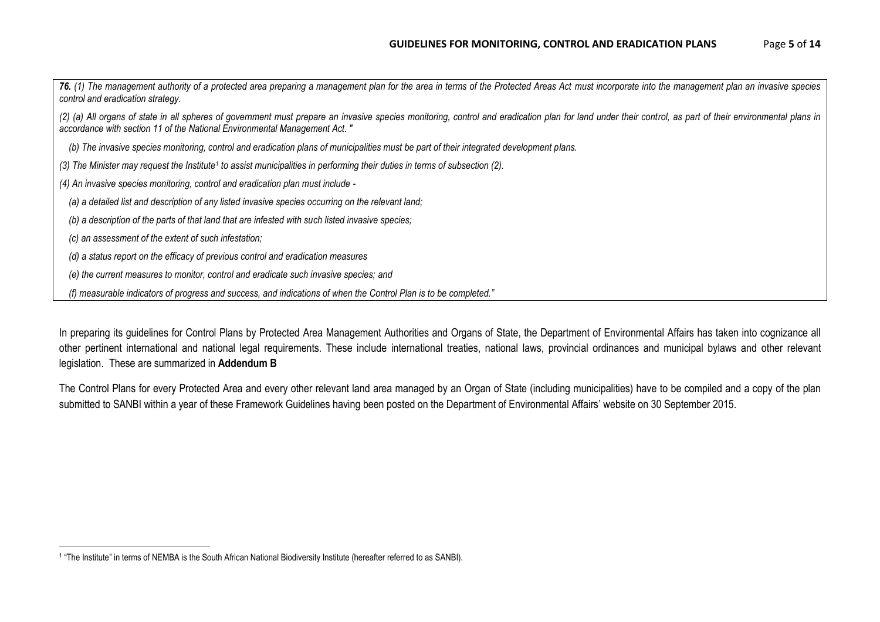***76.** (1) The management authority of a protected area preparing a management plan for the area in terms of the Protected Areas Act must incorporate into the management plan an invasive species control and eradication strategy.*

*(2) (a) All organs of state in all spheres of government must prepare an invasive species monitoring, control and eradication plan for land under their control, as part of their environmental plans in accordance with section 11 of the National Environmental Management Act. "*

*(b) The invasive species monitoring, control and eradication plans of municipalities must be part of their integrated development plans.*

*(3) The Minister may request the Institute[1] to assist municipalities in performing their duties in terms of subsection (2).*

*(4) An invasive species monitoring, control and eradication plan must include -*

*(a) a detailed list and description of any listed invasive species occurring on the relevant land;*

*(b) a description of the parts of that land that are infested with such listed invasive species;*

*(c) an assessment of the extent of such infestation;*

*(d) a status report on the efficacy of previous control and eradication measures*

*(e) the current measures to monitor, control and eradicate such invasive species; and*

*(f) measurable indicators of progress and success, and indications of when the Control Plan is to be completed."*

In preparing its guidelines for Control Plans by Protected Area Management Authorities and Organs of State, the Department of Environmental Affairs has taken into cognizance all other pertinent international and national legal requirements. These include international treaties, national laws, provincial ordinances and municipal bylaws and other relevant legislation. These are summarized in **Addendum B**

The Control Plans for every Protected Area and every other relevant land area managed by an Organ of State (including municipalities) have to be compiled and a copy of the plan submitted to SANBI within a year of these Framework Guidelines having been posted on the Department of Environmental Affairs' website on 30 September 2015.

---

[1] "The Institute" in terms of NEMBA is the South African National Biodiversity Institute (hereafter referred to as SANBI).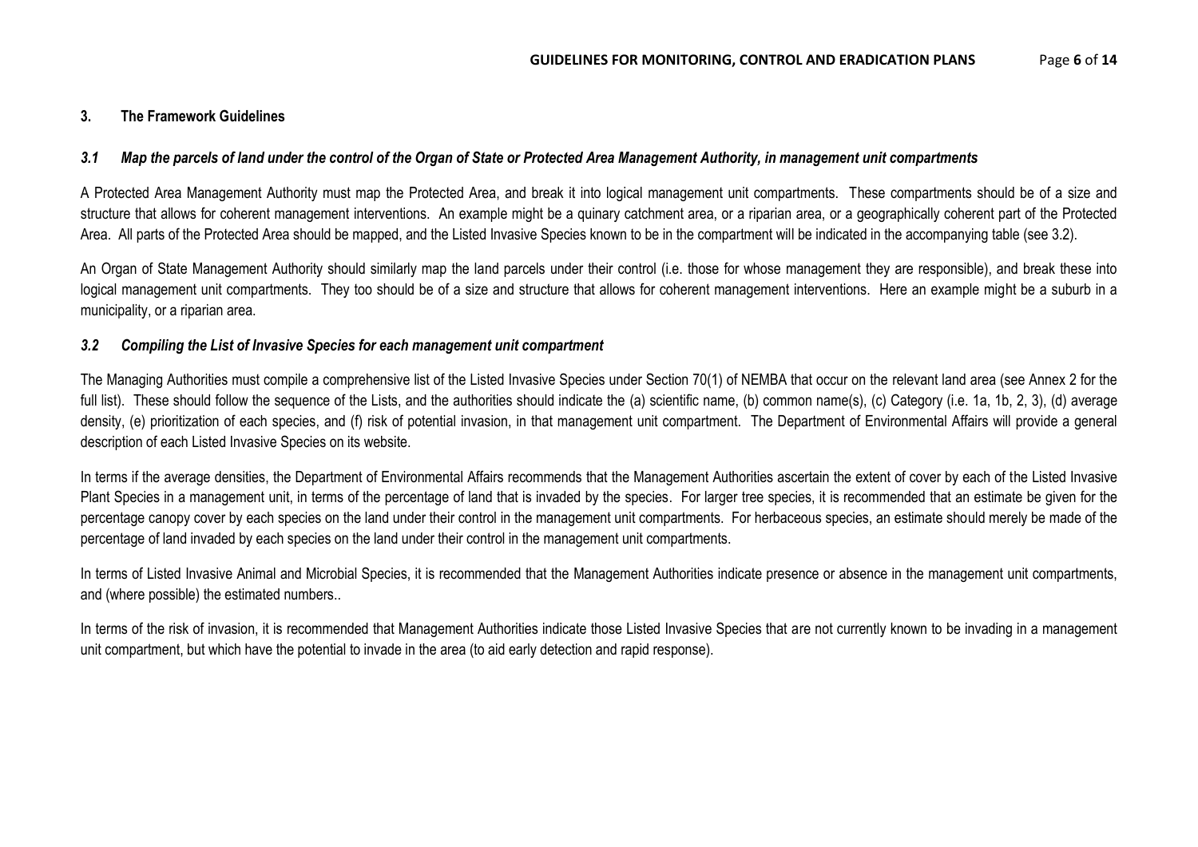## 3. The Framework Guidelines

### *3.1 Map the parcels of land under the control of the Organ of State or Protected Area Management Authority, in management unit compartments*

A Protected Area Management Authority must map the Protected Area, and break it into logical management unit compartments. These compartments should be of a size and structure that allows for coherent management interventions. An example might be a quinary catchment area, or a riparian area, or a geographically coherent part of the Protected Area. All parts of the Protected Area should be mapped, and the Listed Invasive Species known to be in the compartment will be indicated in the accompanying table (see 3.2).

An Organ of State Management Authority should similarly map the land parcels under their control (i.e. those for whose management they are responsible), and break these into logical management unit compartments. They too should be of a size and structure that allows for coherent management interventions. Here an example might be a suburb in a municipality, or a riparian area.

### *3.2 Compiling the List of Invasive Species for each management unit compartment*

The Managing Authorities must compile a comprehensive list of the Listed Invasive Species under Section 70(1) of NEMBA that occur on the relevant land area (see Annex 2 for the full list). These should follow the sequence of the Lists, and the authorities should indicate the (a) scientific name, (b) common name(s), (c) Category (i.e. 1a, 1b, 2, 3), (d) average density, (e) prioritization of each species, and (f) risk of potential invasion, in that management unit compartment. The Department of Environmental Affairs will provide a general description of each Listed Invasive Species on its website.

In terms if the average densities, the Department of Environmental Affairs recommends that the Management Authorities ascertain the extent of cover by each of the Listed Invasive Plant Species in a management unit, in terms of the percentage of land that is invaded by the species. For larger tree species, it is recommended that an estimate be given for the percentage canopy cover by each species on the land under their control in the management unit compartments. For herbaceous species, an estimate should merely be made of the percentage of land invaded by each species on the land under their control in the management unit compartments.

In terms of Listed Invasive Animal and Microbial Species, it is recommended that the Management Authorities indicate presence or absence in the management unit compartments, and (where possible) the estimated numbers..

In terms of the risk of invasion, it is recommended that Management Authorities indicate those Listed Invasive Species that are not currently known to be invading in a management unit compartment, but which have the potential to invade in the area (to aid early detection and rapid response).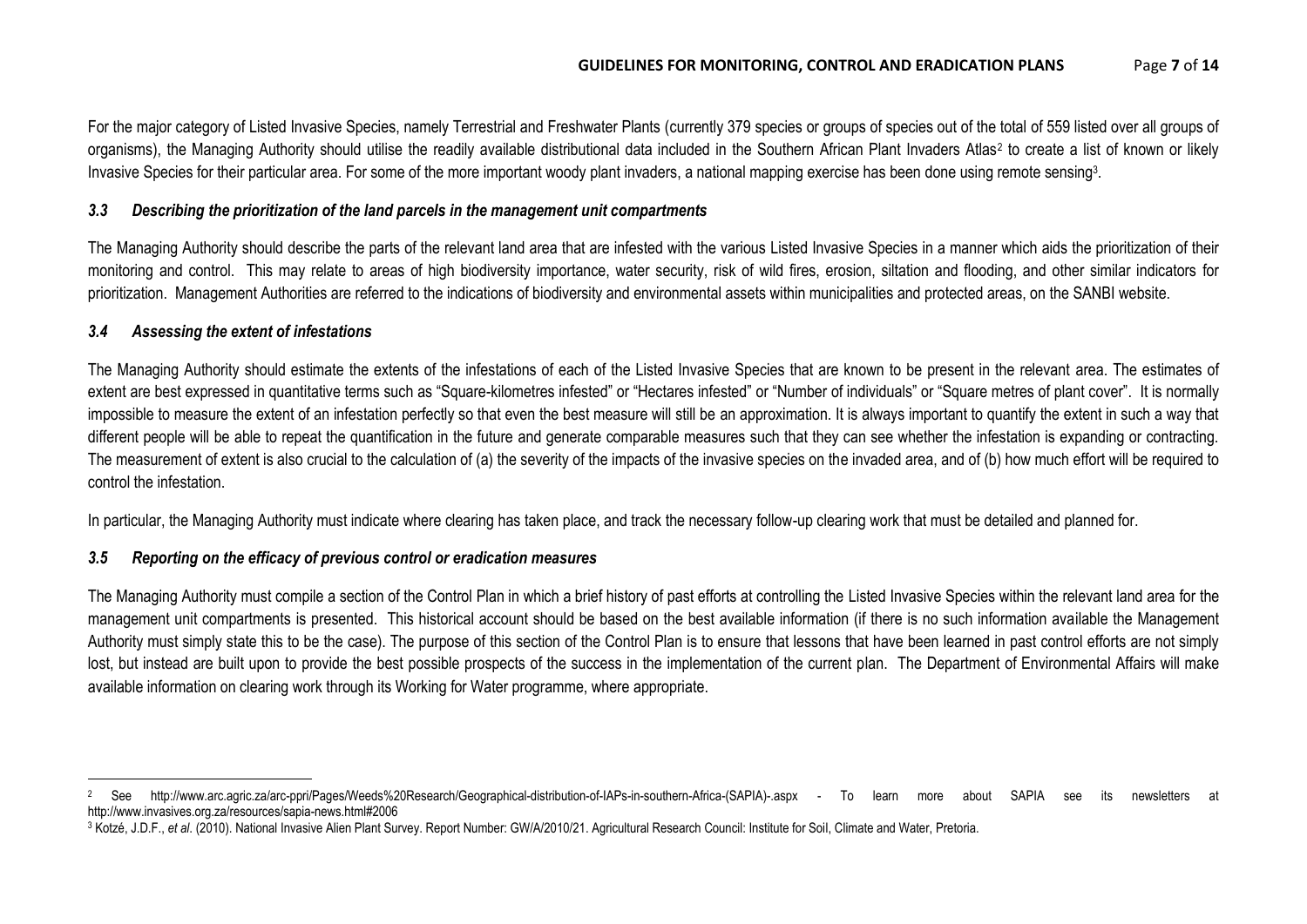For the major category of Listed Invasive Species, namely Terrestrial and Freshwater Plants (currently 379 species or groups of species out of the total of 559 listed over all groups of organisms), the Managing Authority should utilise the readily available distributional data included in the Southern African Plant Invaders Atlas[2] to create a list of known or likely Invasive Species for their particular area. For some of the more important woody plant invaders, a national mapping exercise has been done using remote sensing[3].

### *3.3 Describing the prioritization of the land parcels in the management unit compartments*

The Managing Authority should describe the parts of the relevant land area that are infested with the various Listed Invasive Species in a manner which aids the prioritization of their monitoring and control. This may relate to areas of high biodiversity importance, water security, risk of wild fires, erosion, siltation and flooding, and other similar indicators for prioritization. Management Authorities are referred to the indications of biodiversity and environmental assets within municipalities and protected areas, on the SANBI website.

### *3.4 Assessing the extent of infestations*

The Managing Authority should estimate the extents of the infestations of each of the Listed Invasive Species that are known to be present in the relevant area. The estimates of extent are best expressed in quantitative terms such as "Square-kilometres infested" or "Hectares infested" or "Number of individuals" or "Square metres of plant cover". It is normally impossible to measure the extent of an infestation perfectly so that even the best measure will still be an approximation. It is always important to quantify the extent in such a way that different people will be able to repeat the quantification in the future and generate comparable measures such that they can see whether the infestation is expanding or contracting. The measurement of extent is also crucial to the calculation of (a) the severity of the impacts of the invasive species on the invaded area, and of (b) how much effort will be required to control the infestation.

In particular, the Managing Authority must indicate where clearing has taken place, and track the necessary follow-up clearing work that must be detailed and planned for.

### *3.5 Reporting on the efficacy of previous control or eradication measures*

The Managing Authority must compile a section of the Control Plan in which a brief history of past efforts at controlling the Listed Invasive Species within the relevant land area for the management unit compartments is presented. This historical account should be based on the best available information (if there is no such information available the Management Authority must simply state this to be the case). The purpose of this section of the Control Plan is to ensure that lessons that have been learned in past control efforts are not simply lost, but instead are built upon to provide the best possible prospects of the success in the implementation of the current plan. The Department of Environmental Affairs will make available information on clearing work through its Working for Water programme, where appropriate.

---

[2] See http://www.arc.agric.za/arc-ppri/Pages/Weeds%20Research/Geographical-distribution-of-IAPs-in-southern-Africa-(SAPIA)-.aspx - To learn more about SAPIA see its newsletters at http://www.invasives.org.za/resources/sapia-news.html#2006

[3] Kotzé, J.D.F., *et al*. (2010). National Invasive Alien Plant Survey. Report Number: GW/A/2010/21. Agricultural Research Council: Institute for Soil, Climate and Water, Pretoria.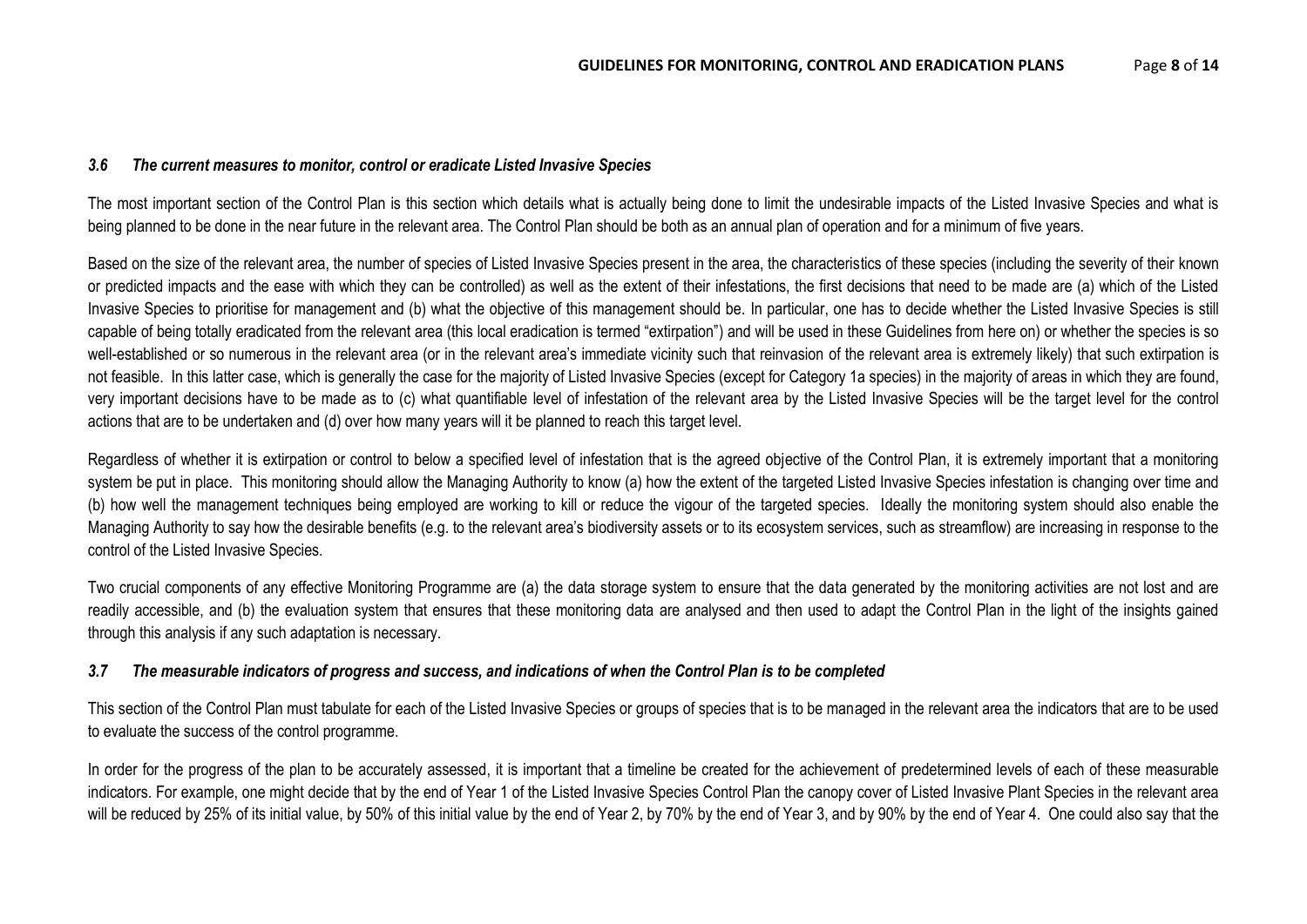### *3.6 The current measures to monitor, control or eradicate Listed Invasive Species*

The most important section of the Control Plan is this section which details what is actually being done to limit the undesirable impacts of the Listed Invasive Species and what is being planned to be done in the near future in the relevant area. The Control Plan should be both as an annual plan of operation and for a minimum of five years.

Based on the size of the relevant area, the number of species of Listed Invasive Species present in the area, the characteristics of these species (including the severity of their known or predicted impacts and the ease with which they can be controlled) as well as the extent of their infestations, the first decisions that need to be made are (a) which of the Listed Invasive Species to prioritise for management and (b) what the objective of this management should be. In particular, one has to decide whether the Listed Invasive Species is still capable of being totally eradicated from the relevant area (this local eradication is termed "extirpation") and will be used in these Guidelines from here on) or whether the species is so well-established or so numerous in the relevant area (or in the relevant area's immediate vicinity such that reinvasion of the relevant area is extremely likely) that such extirpation is not feasible. In this latter case, which is generally the case for the majority of Listed Invasive Species (except for Category 1a species) in the majority of areas in which they are found, very important decisions have to be made as to (c) what quantifiable level of infestation of the relevant area by the Listed Invasive Species will be the target level for the control actions that are to be undertaken and (d) over how many years will it be planned to reach this target level.

Regardless of whether it is extirpation or control to below a specified level of infestation that is the agreed objective of the Control Plan, it is extremely important that a monitoring system be put in place. This monitoring should allow the Managing Authority to know (a) how the extent of the targeted Listed Invasive Species infestation is changing over time and (b) how well the management techniques being employed are working to kill or reduce the vigour of the targeted species. Ideally the monitoring system should also enable the Managing Authority to say how the desirable benefits (e.g. to the relevant area's biodiversity assets or to its ecosystem services, such as streamflow) are increasing in response to the control of the Listed Invasive Species.

Two crucial components of any effective Monitoring Programme are (a) the data storage system to ensure that the data generated by the monitoring activities are not lost and are readily accessible, and (b) the evaluation system that ensures that these monitoring data are analysed and then used to adapt the Control Plan in the light of the insights gained through this analysis if any such adaptation is necessary.

### *3.7 The measurable indicators of progress and success, and indications of when the Control Plan is to be completed*

This section of the Control Plan must tabulate for each of the Listed Invasive Species or groups of species that is to be managed in the relevant area the indicators that are to be used to evaluate the success of the control programme.

In order for the progress of the plan to be accurately assessed, it is important that a timeline be created for the achievement of predetermined levels of each of these measurable indicators. For example, one might decide that by the end of Year 1 of the Listed Invasive Species Control Plan the canopy cover of Listed Invasive Plant Species in the relevant area will be reduced by 25% of its initial value, by 50% of this initial value by the end of Year 2, by 70% by the end of Year 3, and by 90% by the end of Year 4. One could also say that the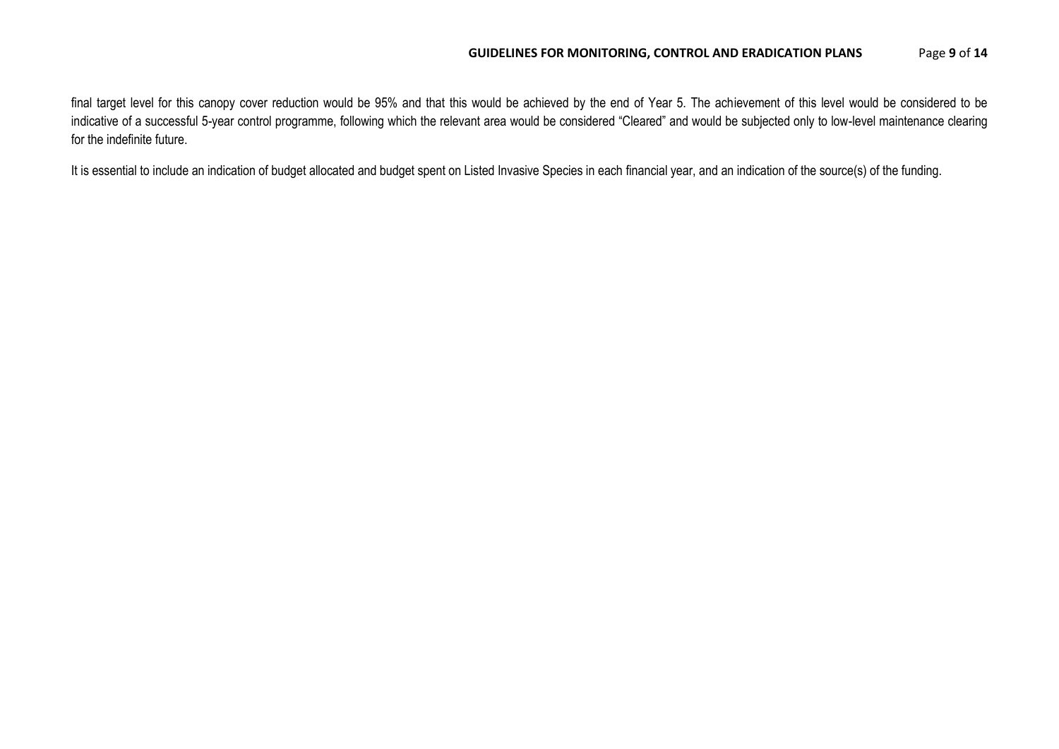final target level for this canopy cover reduction would be 95% and that this would be achieved by the end of Year 5. The achievement of this level would be considered to be indicative of a successful 5-year control programme, following which the relevant area would be considered "Cleared" and would be subjected only to low-level maintenance clearing for the indefinite future.

It is essential to include an indication of budget allocated and budget spent on Listed Invasive Species in each financial year, and an indication of the source(s) of the funding.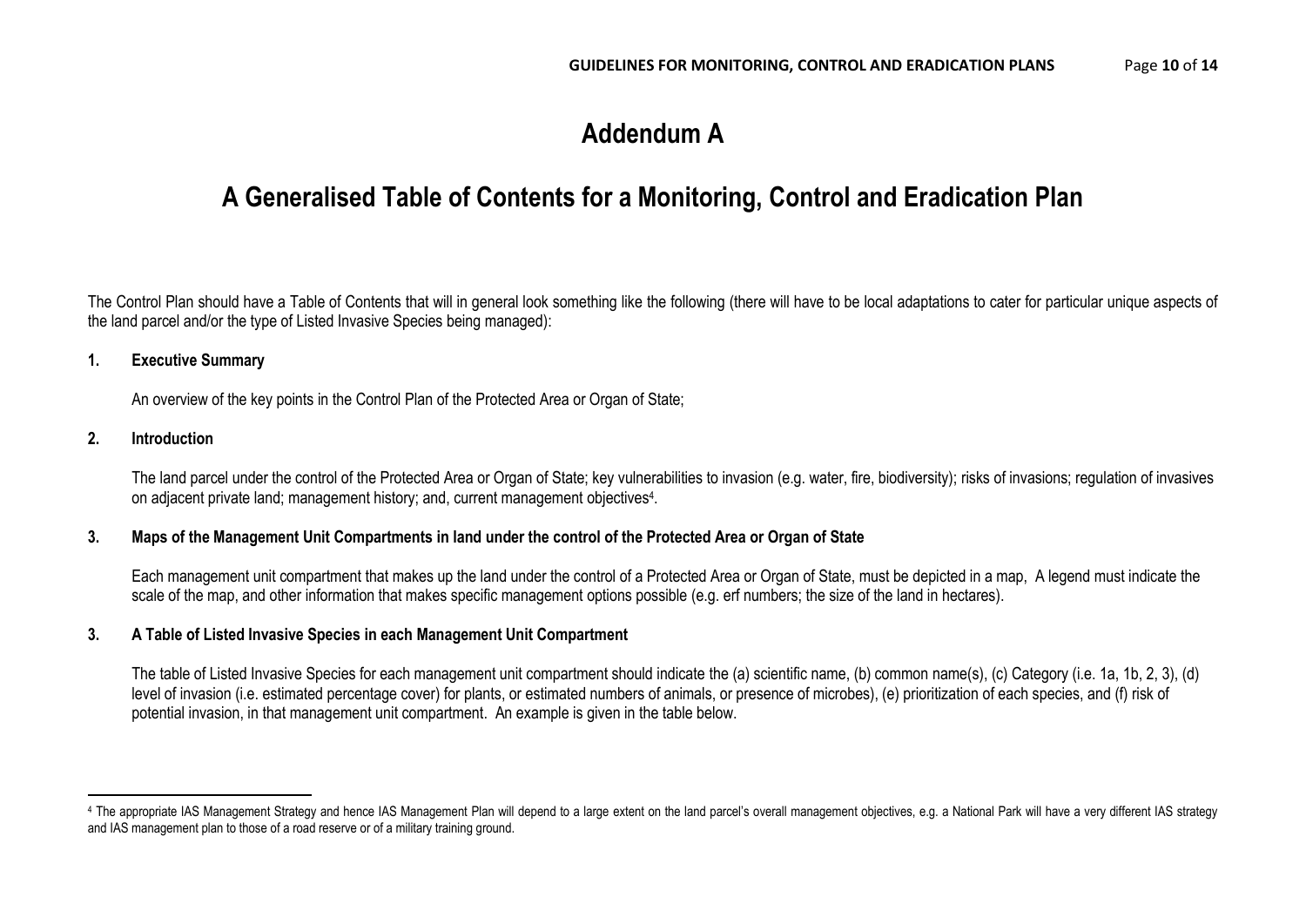# Addendum A

## A Generalised Table of Contents for a Monitoring, Control and Eradication Plan

The Control Plan should have a Table of Contents that will in general look something like the following (there will have to be local adaptations to cater for particular unique aspects of the land parcel and/or the type of Listed Invasive Species being managed):

**1. Executive Summary**

An overview of the key points in the Control Plan of the Protected Area or Organ of State;

**2. Introduction**

The land parcel under the control of the Protected Area or Organ of State; key vulnerabilities to invasion (e.g. water, fire, biodiversity); risks of invasions; regulation of invasives on adjacent private land; management history; and, current management objectives[4].

**3. Maps of the Management Unit Compartments in land under the control of the Protected Area or Organ of State**

Each management unit compartment that makes up the land under the control of a Protected Area or Organ of State, must be depicted in a map, A legend must indicate the scale of the map, and other information that makes specific management options possible (e.g. erf numbers; the size of the land in hectares).

**3. A Table of Listed Invasive Species in each Management Unit Compartment**

The table of Listed Invasive Species for each management unit compartment should indicate the (a) scientific name, (b) common name(s), (c) Category (i.e. 1a, 1b, 2, 3), (d) level of invasion (i.e. estimated percentage cover) for plants, or estimated numbers of animals, or presence of microbes), (e) prioritization of each species, and (f) risk of potential invasion, in that management unit compartment. An example is given in the table below.

---

[4] The appropriate IAS Management Strategy and hence IAS Management Plan will depend to a large extent on the land parcel's overall management objectives, e.g. a National Park will have a very different IAS strategy and IAS management plan to those of a road reserve or of a military training ground.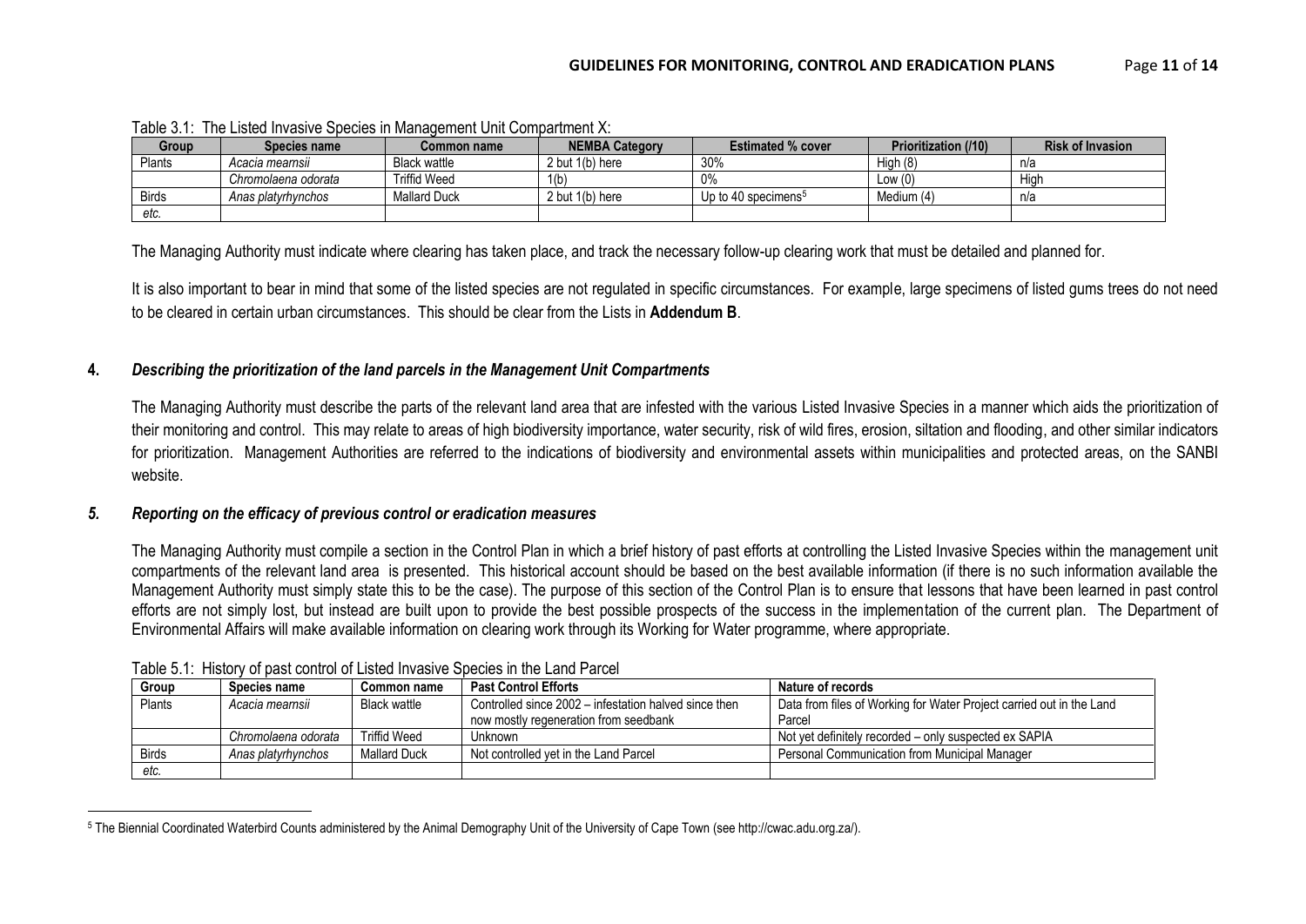Table 3.1: The Listed Invasive Species in Management Unit Compartment X:

| Group | Species name | Common name | NEMBA Category | Estimated % cover | Prioritization (/10) | Risk of Invasion |
|---|---|---|---|---|---|---|
| Plants | *Acacia mearnsii* | Black wattle | 2 but 1(b) here | 30% | High (8) | n/a |
| | *Chromolaena odorata* | Triffid Weed | 1(b) | 0% | Low (0) | High |
| Birds | *Anas platyrhynchos* | Mallard Duck | 2 but 1(b) here | Up to 40 specimens[5] | Medium (4) | n/a |
| *etc.* | | | | | | |

The Managing Authority must indicate where clearing has taken place, and track the necessary follow-up clearing work that must be detailed and planned for.

It is also important to bear in mind that some of the listed species are not regulated in specific circumstances. For example, large specimens of listed gums trees do not need to be cleared in certain urban circumstances. This should be clear from the Lists in **Addendum B**.

## 4. *Describing the prioritization of the land parcels in the Management Unit Compartments*

The Managing Authority must describe the parts of the relevant land area that are infested with the various Listed Invasive Species in a manner which aids the prioritization of their monitoring and control. This may relate to areas of high biodiversity importance, water security, risk of wild fires, erosion, siltation and flooding, and other similar indicators for prioritization. Management Authorities are referred to the indications of biodiversity and environmental assets within municipalities and protected areas, on the SANBI website.

## *5. Reporting on the efficacy of previous control or eradication measures*

The Managing Authority must compile a section in the Control Plan in which a brief history of past efforts at controlling the Listed Invasive Species within the management unit compartments of the relevant land area is presented. This historical account should be based on the best available information (if there is no such information available the Management Authority must simply state this to be the case). The purpose of this section of the Control Plan is to ensure that lessons that have been learned in past control efforts are not simply lost, but instead are built upon to provide the best possible prospects of the success in the implementation of the current plan. The Department of Environmental Affairs will make available information on clearing work through its Working for Water programme, where appropriate.

Table 5.1: History of past control of Listed Invasive Species in the Land Parcel

| Group | Species name | Common name | Past Control Efforts | Nature of records |
|---|---|---|---|---|
| Plants | *Acacia mearnsii* | Black wattle | Controlled since 2002 – infestation halved since then now mostly regeneration from seedbank | Data from files of Working for Water Project carried out in the Land Parcel |
| | *Chromolaena odorata* | Triffid Weed | Unknown | Not yet definitely recorded – only suspected ex SAPIA |
| Birds | *Anas platyrhynchos* | Mallard Duck | Not controlled yet in the Land Parcel | Personal Communication from Municipal Manager |
| *etc.* | | | | |

[5] The Biennial Coordinated Waterbird Counts administered by the Animal Demography Unit of the University of Cape Town (see http://cwac.adu.org.za/).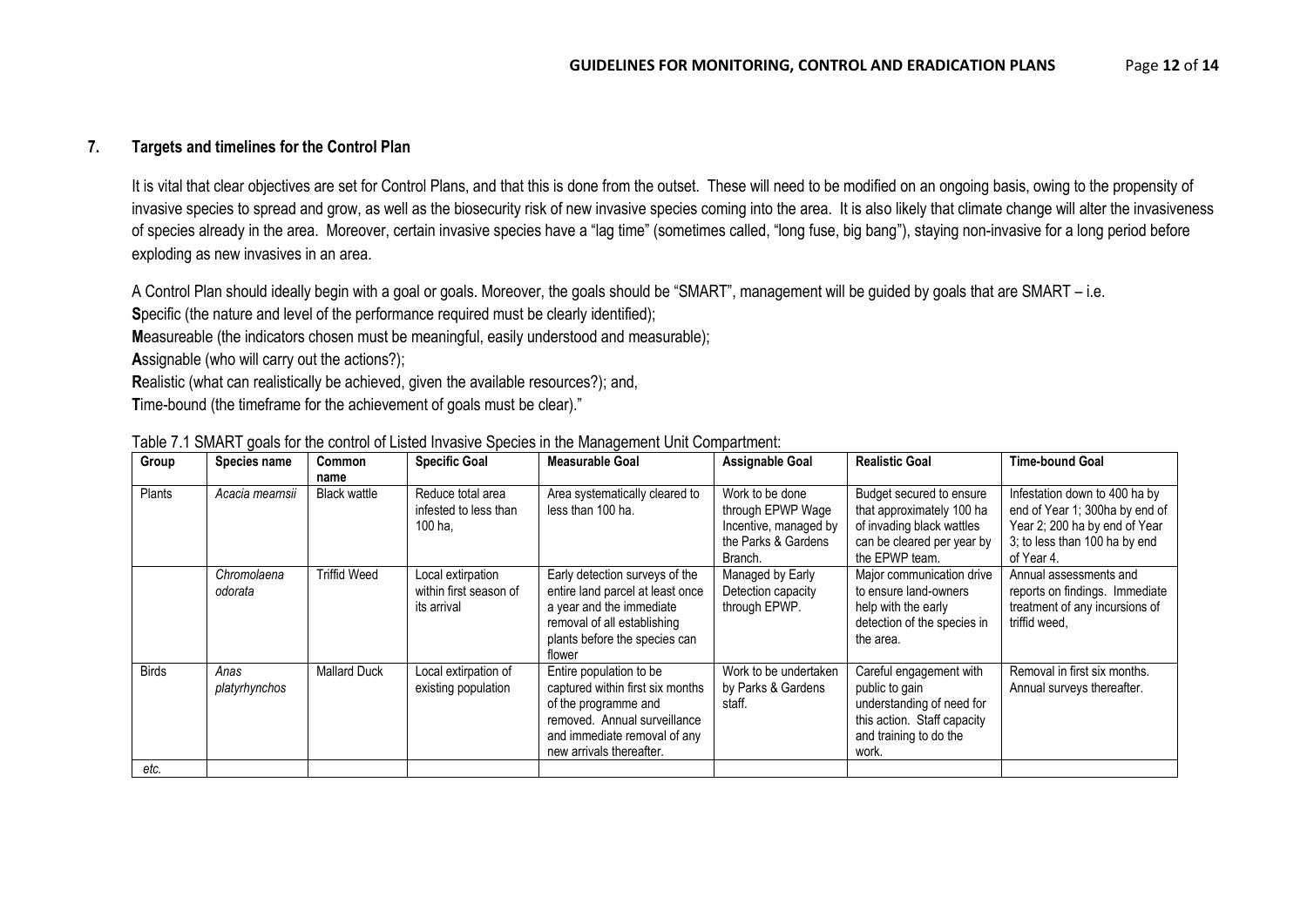## 7. Targets and timelines for the Control Plan

It is vital that clear objectives are set for Control Plans, and that this is done from the outset. These will need to be modified on an ongoing basis, owing to the propensity of invasive species to spread and grow, as well as the biosecurity risk of new invasive species coming into the area. It is also likely that climate change will alter the invasiveness of species already in the area. Moreover, certain invasive species have a "lag time" (sometimes called, "long fuse, big bang"), staying non-invasive for a long period before exploding as new invasives in an area.

A Control Plan should ideally begin with a goal or goals. Moreover, the goals should be "SMART", management will be guided by goals that are SMART – i.e.
**S**pecific (the nature and level of the performance required must be clearly identified);
**M**easureable (the indicators chosen must be meaningful, easily understood and measurable);
**A**ssignable (who will carry out the actions?);
**R**ealistic (what can realistically be achieved, given the available resources?); and,
**T**ime-bound (the timeframe for the achievement of goals must be clear)."

Table 7.1 SMART goals for the control of Listed Invasive Species in the Management Unit Compartment:

| Group | Species name | Common name | Specific Goal | Measurable Goal | Assignable Goal | Realistic Goal | Time-bound Goal |
|---|---|---|---|---|---|---|---|
| Plants | *Acacia mearnsii* | Black wattle | Reduce total area infested to less than 100 ha, | Area systematically cleared to less than 100 ha. | Work to be done through EPWP Wage Incentive, managed by the Parks & Gardens Branch. | Budget secured to ensure that approximately 100 ha of invading black wattles can be cleared per year by the EPWP team. | Infestation down to 400 ha by end of Year 1; 300ha by end of Year 2; 200 ha by end of Year 3; to less than 100 ha by end of Year 4. |
| | *Chromolaena odorata* | Triffid Weed | Local extirpation within first season of its arrival | Early detection surveys of the entire land parcel at least once a year and the immediate removal of all establishing plants before the species can flower | Managed by Early Detection capacity through EPWP. | Major communication drive to ensure land-owners help with the early detection of the species in the area. | Annual assessments and reports on findings. Immediate treatment of any incursions of triffid weed, |
| Birds | *Anas platyrhynchos* | Mallard Duck | Local extirpation of existing population | Entire population to be captured within first six months of the programme and removed. Annual surveillance and immediate removal of any new arrivals thereafter. | Work to be undertaken by Parks & Gardens staff. | Careful engagement with public to gain understanding of need for this action. Staff capacity and training to do the work. | Removal in first six months. Annual surveys thereafter. |
| *etc.* | | | | | | | |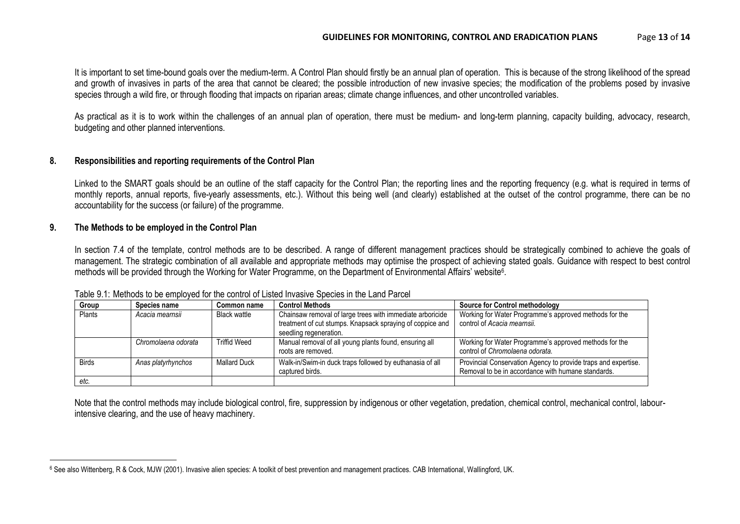It is important to set time-bound goals over the medium-term. A Control Plan should firstly be an annual plan of operation. This is because of the strong likelihood of the spread and growth of invasives in parts of the area that cannot be cleared; the possible introduction of new invasive species; the modification of the problems posed by invasive species through a wild fire, or through flooding that impacts on riparian areas; climate change influences, and other uncontrolled variables.

As practical as it is to work within the challenges of an annual plan of operation, there must be medium- and long-term planning, capacity building, advocacy, research, budgeting and other planned interventions.

## 8. Responsibilities and reporting requirements of the Control Plan

Linked to the SMART goals should be an outline of the staff capacity for the Control Plan; the reporting lines and the reporting frequency (e.g. what is required in terms of monthly reports, annual reports, five-yearly assessments, etc.). Without this being well (and clearly) established at the outset of the control programme, there can be no accountability for the success (or failure) of the programme.

## 9. The Methods to be employed in the Control Plan

In section 7.4 of the template, control methods are to be described. A range of different management practices should be strategically combined to achieve the goals of management. The strategic combination of all available and appropriate methods may optimise the prospect of achieving stated goals. Guidance with respect to best control methods will be provided through the Working for Water Programme, on the Department of Environmental Affairs' website[6].

Table 9.1: Methods to be employed for the control of Listed Invasive Species in the Land Parcel

| Group | Species name | Common name | Control Methods | Source for Control methodology |
|---|---|---|---|---|
| Plants | *Acacia mearnsii* | Black wattle | Chainsaw removal of large trees with immediate arboricide treatment of cut stumps. Knapsack spraying of coppice and seedling regeneration. | Working for Water Programme's approved methods for the control of *Acacia mearnsii.* |
| | *Chromolaena odorata* | Triffid Weed | Manual removal of all young plants found, ensuring all roots are removed. | Working for Water Programme's approved methods for the control of *Chromolaena odorata.* |
| Birds | *Anas platyrhynchos* | Mallard Duck | Walk-in/Swim-in duck traps followed by euthanasia of all captured birds. | Provincial Conservation Agency to provide traps and expertise. Removal to be in accordance with humane standards. |
| *etc.* | | | | |

Note that the control methods may include biological control, fire, suppression by indigenous or other vegetation, predation, chemical control, mechanical control, labour-intensive clearing, and the use of heavy machinery.

[6] See also Wittenberg, R & Cock, MJW (2001). Invasive alien species: A toolkit of best prevention and management practices. CAB International, Wallingford, UK.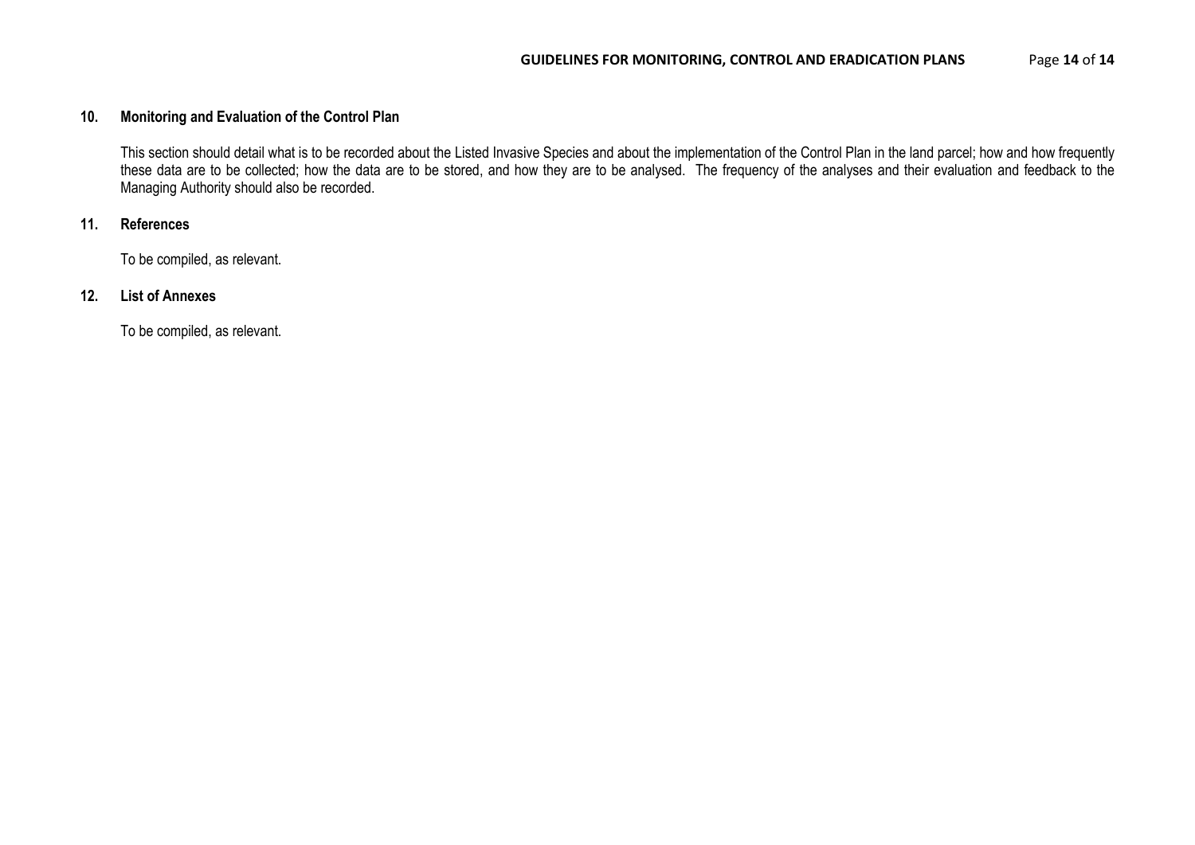## 10. Monitoring and Evaluation of the Control Plan

This section should detail what is to be recorded about the Listed Invasive Species and about the implementation of the Control Plan in the land parcel; how and how frequently these data are to be collected; how the data are to be stored, and how they are to be analysed. The frequency of the analyses and their evaluation and feedback to the Managing Authority should also be recorded.

## 11. References

To be compiled, as relevant.

## 12. List of Annexes

To be compiled, as relevant.